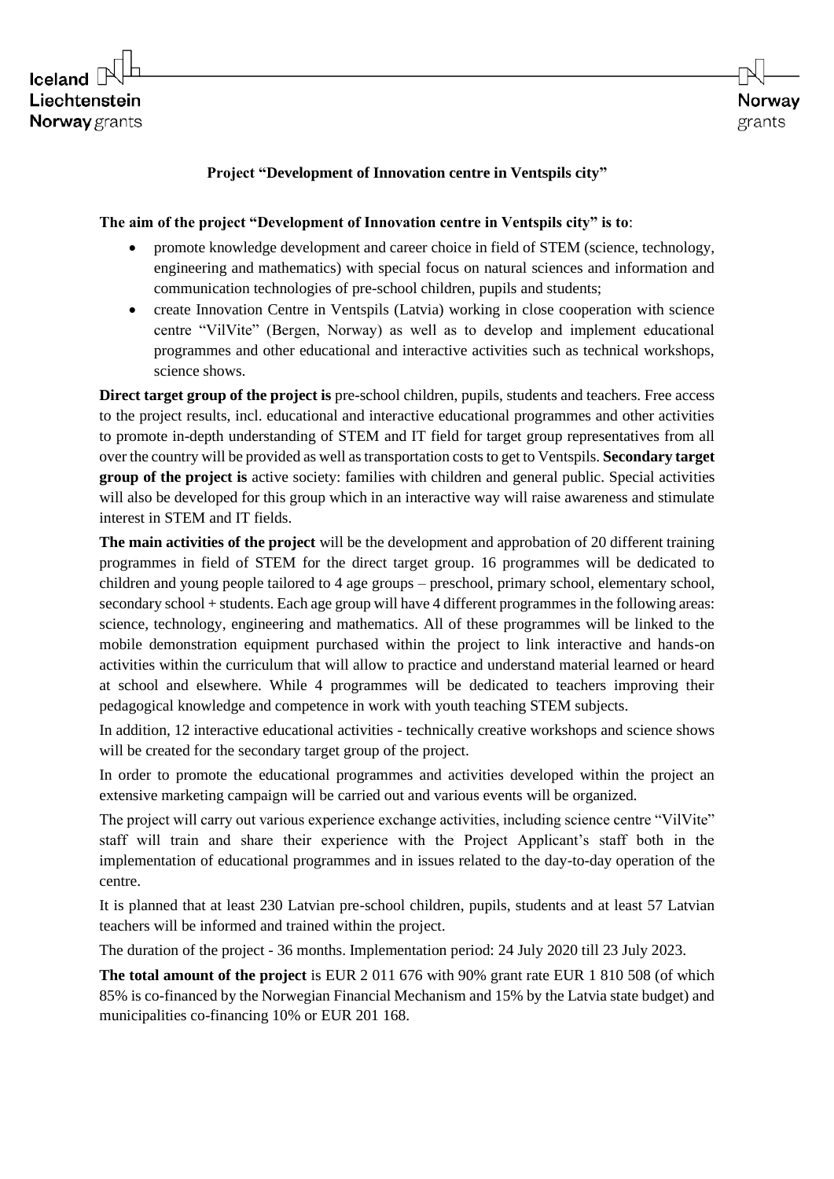## Project "Development of Innovation centre in Ventspils city"

**The aim of the project "Development of Innovation centre in Ventspils city" is to**:

- promote knowledge development and career choice in field of STEM (science, technology, engineering and mathematics) with special focus on natural sciences and information and communication technologies of pre-school children, pupils and students;
- create Innovation Centre in Ventspils (Latvia) working in close cooperation with science centre "VilVite" (Bergen, Norway) as well as to develop and implement educational programmes and other educational and interactive activities such as technical workshops, science shows.

**Direct target group of the project is** pre-school children, pupils, students and teachers. Free access to the project results, incl. educational and interactive educational programmes and other activities to promote in-depth understanding of STEM and IT field for target group representatives from all over the country will be provided as well as transportation costs to get to Ventspils. **Secondary target group of the project is** active society: families with children and general public. Special activities will also be developed for this group which in an interactive way will raise awareness and stimulate interest in STEM and IT fields.

**The main activities of the project** will be the development and approbation of 20 different training programmes in field of STEM for the direct target group. 16 programmes will be dedicated to children and young people tailored to 4 age groups – preschool, primary school, elementary school, secondary school + students. Each age group will have 4 different programmes in the following areas: science, technology, engineering and mathematics. All of these programmes will be linked to the mobile demonstration equipment purchased within the project to link interactive and hands-on activities within the curriculum that will allow to practice and understand material learned or heard at school and elsewhere. While 4 programmes will be dedicated to teachers improving their pedagogical knowledge and competence in work with youth teaching STEM subjects.

In addition, 12 interactive educational activities - technically creative workshops and science shows will be created for the secondary target group of the project.

In order to promote the educational programmes and activities developed within the project an extensive marketing campaign will be carried out and various events will be organized.

The project will carry out various experience exchange activities, including science centre "VilVite" staff will train and share their experience with the Project Applicant's staff both in the implementation of educational programmes and in issues related to the day-to-day operation of the centre.

It is planned that at least 230 Latvian pre-school children, pupils, students and at least 57 Latvian teachers will be informed and trained within the project.

The duration of the project - 36 months. Implementation period: 24 July 2020 till 23 July 2023.

**The total amount of the project** is EUR 2 011 676 with 90% grant rate EUR 1 810 508 (of which 85% is co-financed by the Norwegian Financial Mechanism and 15% by the Latvia state budget) and municipalities co-financing 10% or EUR 201 168.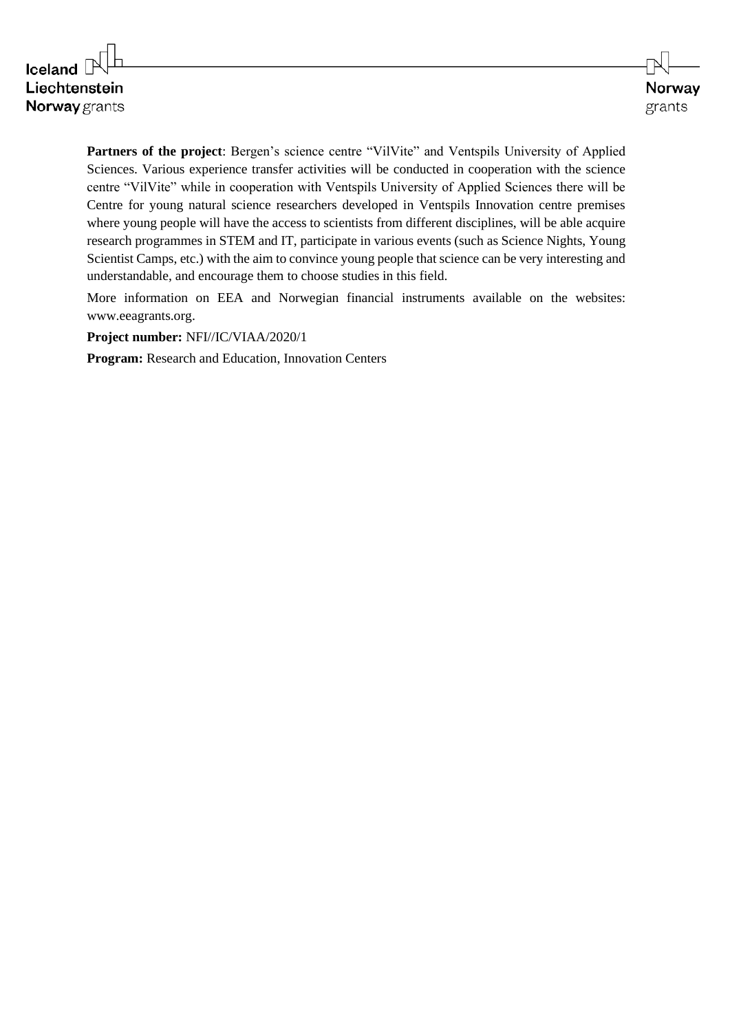**Partners of the project**: Bergen's science centre "VilVite" and Ventspils University of Applied Sciences. Various experience transfer activities will be conducted in cooperation with the science centre "VilVite" while in cooperation with Ventspils University of Applied Sciences there will be Centre for young natural science researchers developed in Ventspils Innovation centre premises where young people will have the access to scientists from different disciplines, will be able acquire research programmes in STEM and IT, participate in various events (such as Science Nights, Young Scientist Camps, etc.) with the aim to convince young people that science can be very interesting and understandable, and encourage them to choose studies in this field.

More information on EEA and Norwegian financial instruments available on the websites: www.eeagrants.org.

**Project number:** NFI//IC/VIAA/2020/1

**Program:** Research and Education, Innovation Centers